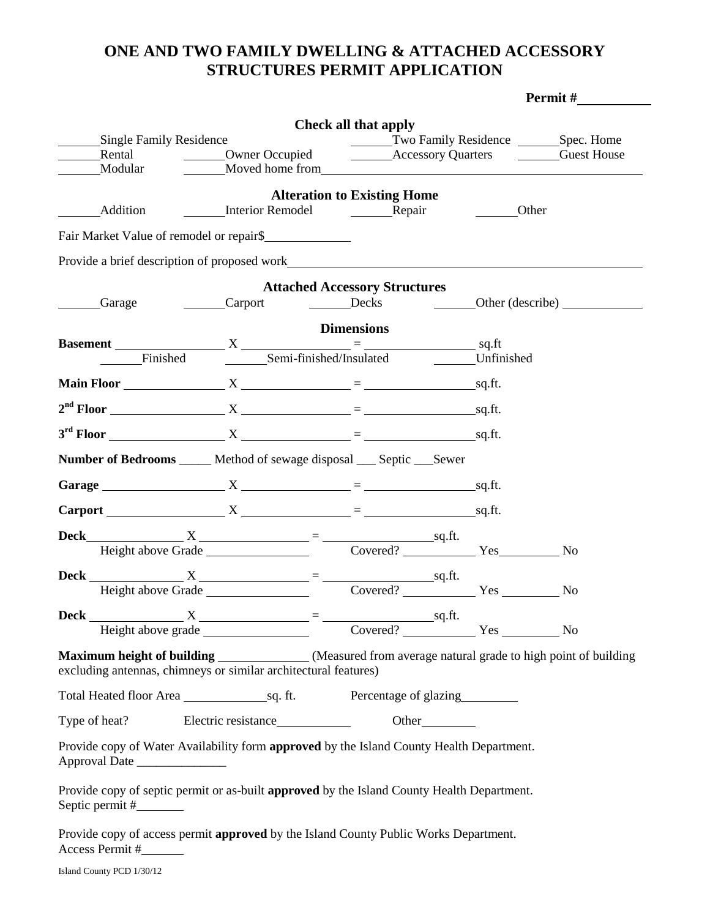# ONE AND TWO FAMILY DWELLING & ATTACHED ACCESSORY STRUCTURES PERMIT APPLICATION

**Permit #**\_\_\_\_\_\_\_\_\_\_

### Check all that apply

\_\_\_\_\_\_Single Family Residence \_\_\_\_\_\_Two Family Residence \_\_\_\_\_\_Spec. Home

\_\_\_\_\_\_Rental \_\_\_\_\_\_Owner Occupied \_\_\_\_\_\_Accessory Quarters \_\_\_\_\_\_Guest House

\_\_\_\_\_\_Modular \_\_\_\_\_\_Moved home from\_\_\_\_\_\_\_\_\_\_\_\_\_\_\_\_\_\_\_\_\_\_\_\_\_\_\_\_\_\_\_\_\_\_\_\_\_\_\_\_

### Alteration to Existing Home

\_\_\_\_\_\_Addition \_\_\_\_\_\_Interior Remodel \_\_\_\_\_\_Repair \_\_\_\_\_\_Other

Fair Market Value of remodel or repair$\_\_\_\_\_\_\_\_\_\_\_\_

Provide a brief description of proposed work\_\_\_\_\_\_\_\_\_\_\_\_\_\_\_\_\_\_\_\_\_\_\_\_\_\_\_\_\_\_\_\_\_\_\_\_\_\_\_\_

### Attached Accessory Structures

\_\_\_\_\_\_Garage \_\_\_\_\_\_Carport \_\_\_\_\_\_Decks \_\_\_\_\_\_Other (describe) \_\_\_\_\_\_\_\_\_\_\_\_

### Dimensions

**Basement** \_\_\_\_\_\_\_\_\_\_\_\_\_\_ X \_\_\_\_\_\_\_\_\_\_\_\_\_\_ = \_\_\_\_\_\_\_\_\_\_\_\_\_\_ sq.ft

\_\_\_\_\_\_Finished \_\_\_\_\_\_Semi-finished/Insulated \_\_\_\_\_\_Unfinished

**Main Floor** \_\_\_\_\_\_\_\_\_\_\_\_\_\_ X \_\_\_\_\_\_\_\_\_\_\_\_\_\_ = \_\_\_\_\_\_\_\_\_\_\_\_\_\_sq.ft.

**2nd Floor** \_\_\_\_\_\_\_\_\_\_\_\_\_\_ X \_\_\_\_\_\_\_\_\_\_\_\_\_\_ = \_\_\_\_\_\_\_\_\_\_\_\_\_\_sq.ft.

**3rd Floor** \_\_\_\_\_\_\_\_\_\_\_\_\_\_ X \_\_\_\_\_\_\_\_\_\_\_\_\_\_ = \_\_\_\_\_\_\_\_\_\_\_\_\_\_sq.ft.

**Number of Bedrooms** \_\_\_\_\_ Method of sewage disposal \_\_\_ Septic \_\_\_Sewer

**Garage** \_\_\_\_\_\_\_\_\_\_\_\_\_\_ X \_\_\_\_\_\_\_\_\_\_\_\_\_\_ = \_\_\_\_\_\_\_\_\_\_\_\_\_\_sq.ft.

**Carport** \_\_\_\_\_\_\_\_\_\_\_\_\_\_ X \_\_\_\_\_\_\_\_\_\_\_\_\_\_ = \_\_\_\_\_\_\_\_\_\_\_\_\_\_sq.ft.

**Deck**\_\_\_\_\_\_\_\_\_\_\_\_ X \_\_\_\_\_\_\_\_\_\_\_\_\_\_ = \_\_\_\_\_\_\_\_\_\_\_\_\_\_sq.ft.

Height above Grade \_\_\_\_\_\_\_\_\_\_\_\_\_ Covered? \_\_\_\_\_\_\_\_\_ Yes\_\_\_\_\_\_\_\_ No

**Deck** \_\_\_\_\_\_\_\_\_\_\_\_ X \_\_\_\_\_\_\_\_\_\_\_\_\_\_ = \_\_\_\_\_\_\_\_\_\_\_\_\_\_sq.ft.

Height above Grade \_\_\_\_\_\_\_\_\_\_\_\_\_ Covered? \_\_\_\_\_\_\_\_\_ Yes \_\_\_\_\_\_\_\_ No

**Deck** \_\_\_\_\_\_\_\_\_\_\_\_ X \_\_\_\_\_\_\_\_\_\_\_\_\_\_ = \_\_\_\_\_\_\_\_\_\_\_\_\_\_sq.ft.

Height above grade \_\_\_\_\_\_\_\_\_\_\_\_\_ Covered? \_\_\_\_\_\_\_\_\_ Yes \_\_\_\_\_\_\_\_ No

**Maximum height of building** \_\_\_\_\_\_\_\_\_\_\_\_ (Measured from average natural grade to high point of building excluding antennas, chimneys or similar architectural features)

Total Heated floor Area \_\_\_\_\_\_\_\_\_\_\_\_sq. ft. Percentage of glazing\_\_\_\_\_\_\_\_

Type of heat? Electric resistance\_\_\_\_\_\_\_\_\_\_ Other\_\_\_\_\_\_\_\_

Provide copy of Water Availability form **approved** by the Island County Health Department.
Approval Date \_\_\_\_\_\_\_\_\_\_\_\_\_\_

Provide copy of septic permit or as-built **approved** by the Island County Health Department.
Septic permit #\_\_\_\_\_\_\_

Provide copy of access permit **approved** by the Island County Public Works Department.
Access Permit #\_\_\_\_\_\_

Island County PCD 1/30/12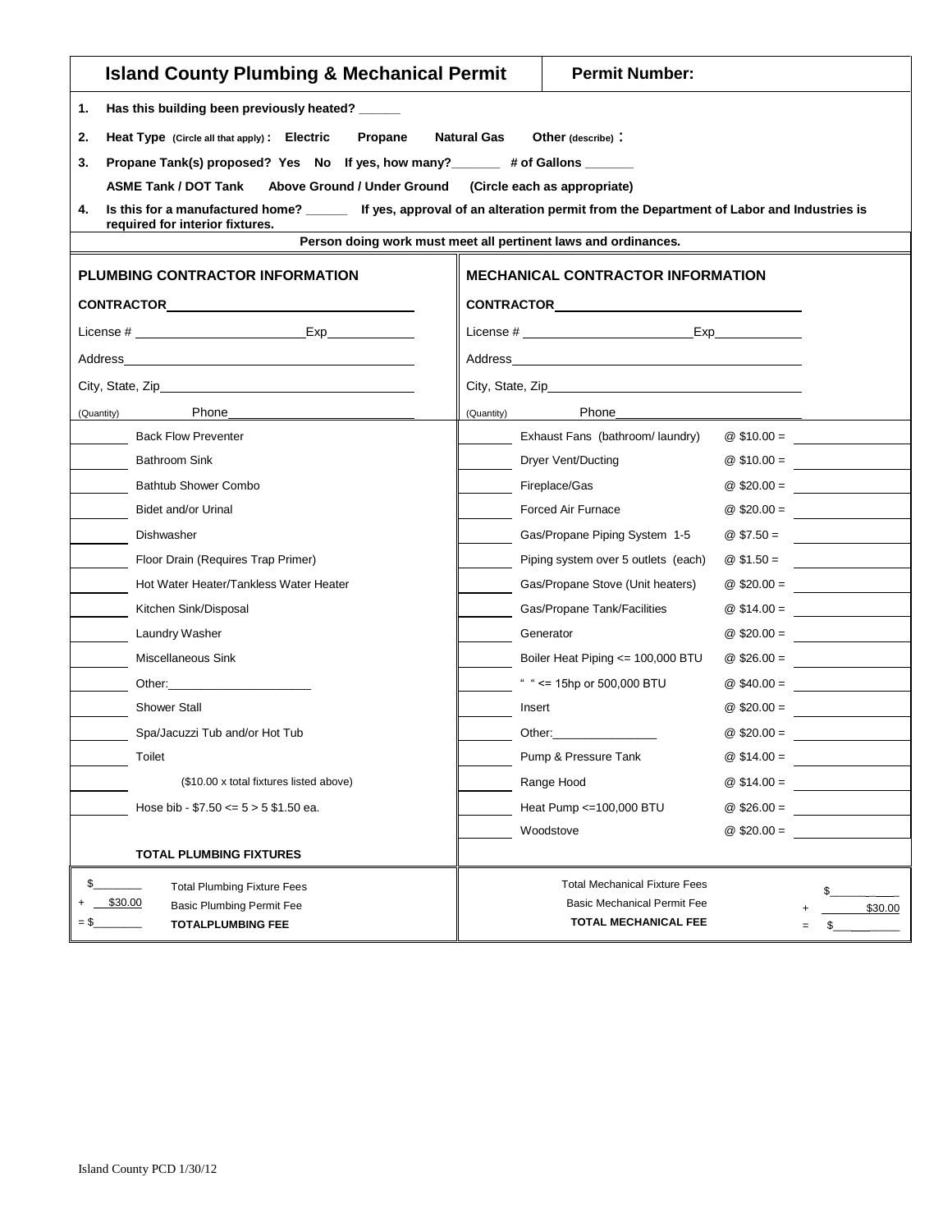# Island County Plumbing & Mechanical Permit

**Permit Number:**

1. **Has this building been previously heated? ______**
2. **Heat Type** (Circle all that apply) **: Electric Propane Natural Gas Other** (describe) **:**
3. **Propane Tank(s) proposed? Yes No If yes, how many?_______ # of Gallons _______**

   **ASME Tank / DOT Tank Above Ground / Under Ground (Circle each as appropriate)**
4. **Is this for a manufactured home? ______ If yes, approval of an alteration permit from the Department of Labor and Industries is required for interior fixtures.**

**Person doing work must meet all pertinent laws and ordinances.**

## PLUMBING CONTRACTOR INFORMATION

**CONTRACTOR**___________________________________

License # ________________________Exp____________

Address___________________________________________

City, State, Zip____________________________________

(Quantity) Phone____________________________

| (Quantity) | Fixture |
|---|---|
| | Back Flow Preventer |
| | Bathroom Sink |
| | Bathtub Shower Combo |
| | Bidet and/or Urinal |
| | Dishwasher |
| | Floor Drain (Requires Trap Primer) |
| | Hot Water Heater/Tankless Water Heater |
| | Kitchen Sink/Disposal |
| | Laundry Washer |
| | Miscellaneous Sink |
| | Other:_____________________ |
| | Shower Stall |
| | Spa/Jacuzzi Tub and/or Hot Tub |
| | Toilet |
| | ($10.00 x total fixtures listed above) |
| | Hose bib - $7.50 <= 5 > 5 $1.50 ea. |
| | **TOTAL PLUMBING FIXTURES** |

| | |
|---|---|
| $________ | Total Plumbing Fixture Fees |
| + $30.00 | Basic Plumbing Permit Fee |
| = $________ | **TOTALPLUMBING FEE** |

## MECHANICAL CONTRACTOR INFORMATION

**CONTRACTOR**___________________________________

License # ________________________Exp____________

Address___________________________________________

City, State, Zip____________________________________

(Quantity) Phone____________________________

| (Quantity) | Fixture | Rate | Amount |
|---|---|---|---|
| | Exhaust Fans (bathroom/ laundry) | @ $10.00 = | |
| | Dryer Vent/Ducting | @ $10.00 = | |
| | Fireplace/Gas | @ $20.00 = | |
| | Forced Air Furnace | @ $20.00 = | |
| | Gas/Propane Piping System 1-5 | @ $7.50 = | |
| | Piping system over 5 outlets (each) | @ $1.50 = | |
| | Gas/Propane Stove (Unit heaters) | @ $20.00 = | |
| | Gas/Propane Tank/Facilities | @ $14.00 = | |
| | Generator | @ $20.00 = | |
| | Boiler Heat Piping <= 100,000 BTU | @ $26.00 = | |
| | " " <= 15hp or 500,000 BTU | @ $40.00 = | |
| | Insert | @ $20.00 = | |
| | Other:_______________ | @ $20.00 = | |
| | Pump & Pressure Tank | @ $14.00 = | |
| | Range Hood | @ $14.00 = | |
| | Heat Pump <=100,000 BTU | @ $26.00 = | |
| | Woodstove | @ $20.00 = | |

| | |
|---|---|
| Total Mechanical Fixture Fees | $__________ |
| Basic Mechanical Permit Fee | + $30.00 |
| **TOTAL MECHANICAL FEE** | = $__________ |

Island County PCD 1/30/12